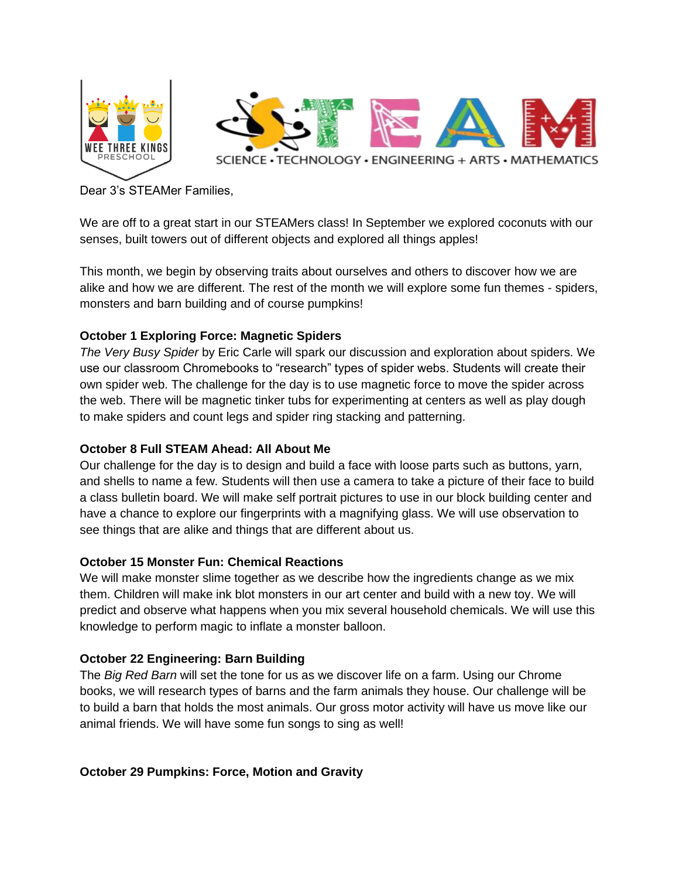WEE THREE KINGS PRESCHOOL

SCIENCE • TECHNOLOGY • ENGINEERING + ARTS • MATHEMATICS

Dear 3's STEAMer Families,

We are off to a great start in our STEAMers class! In September we explored coconuts with our senses, built towers out of different objects and explored all things apples!

This month, we begin by observing traits about ourselves and others to discover how we are alike and how we are different. The rest of the month we will explore some fun themes - spiders, monsters and barn building and of course pumpkins!

**October 1 Exploring Force: Magnetic Spiders**

*The Very Busy Spider* by Eric Carle will spark our discussion and exploration about spiders. We use our classroom Chromebooks to "research" types of spider webs. Students will create their own spider web. The challenge for the day is to use magnetic force to move the spider across the web. There will be magnetic tinker tubs for experimenting at centers as well as play dough to make spiders and count legs and spider ring stacking and patterning.

**October 8 Full STEAM Ahead: All About Me**

Our challenge for the day is to design and build a face with loose parts such as buttons, yarn, and shells to name a few. Students will then use a camera to take a picture of their face to build a class bulletin board. We will make self portrait pictures to use in our block building center and have a chance to explore our fingerprints with a magnifying glass. We will use observation to see things that are alike and things that are different about us.

**October 15 Monster Fun: Chemical Reactions**

We will make monster slime together as we describe how the ingredients change as we mix them. Children will make ink blot monsters in our art center and build with a new toy. We will predict and observe what happens when you mix several household chemicals. We will use this knowledge to perform magic to inflate a monster balloon.

**October 22 Engineering: Barn Building**

The *Big Red Barn* will set the tone for us as we discover life on a farm. Using our Chrome books, we will research types of barns and the farm animals they house. Our challenge will be to build a barn that holds the most animals. Our gross motor activity will have us move like our animal friends. We will have some fun songs to sing as well!

**October 29 Pumpkins: Force, Motion and Gravity**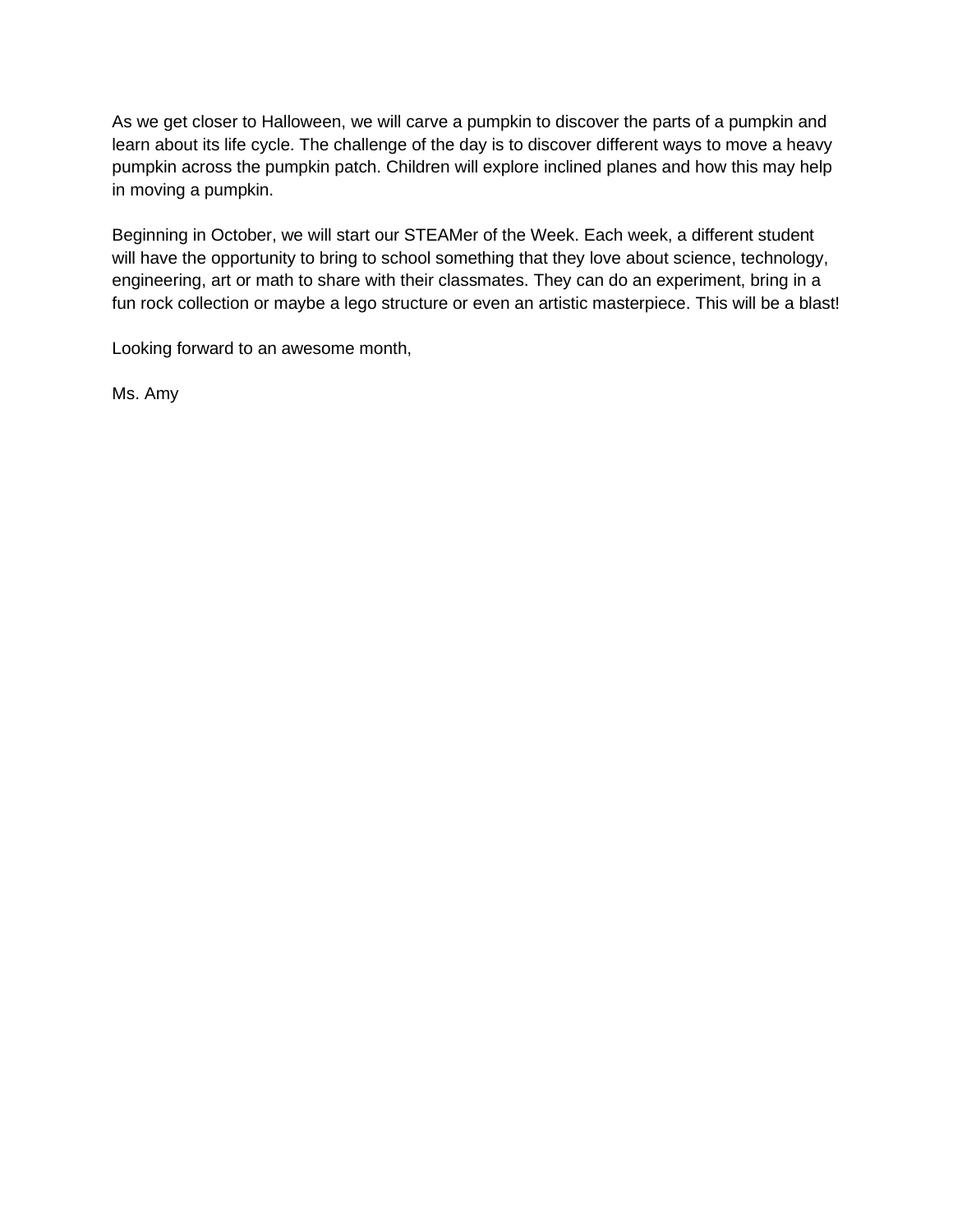As we get closer to Halloween, we will carve a pumpkin to discover the parts of a pumpkin and learn about its life cycle. The challenge of the day is to discover different ways to move a heavy pumpkin across the pumpkin patch. Children will explore inclined planes and how this may help in moving a pumpkin.

Beginning in October, we will start our STEAMer of the Week. Each week, a different student will have the opportunity to bring to school something that they love about science, technology, engineering, art or math to share with their classmates. They can do an experiment, bring in a fun rock collection or maybe a lego structure or even an artistic masterpiece. This will be a blast!

Looking forward to an awesome month,

Ms. Amy